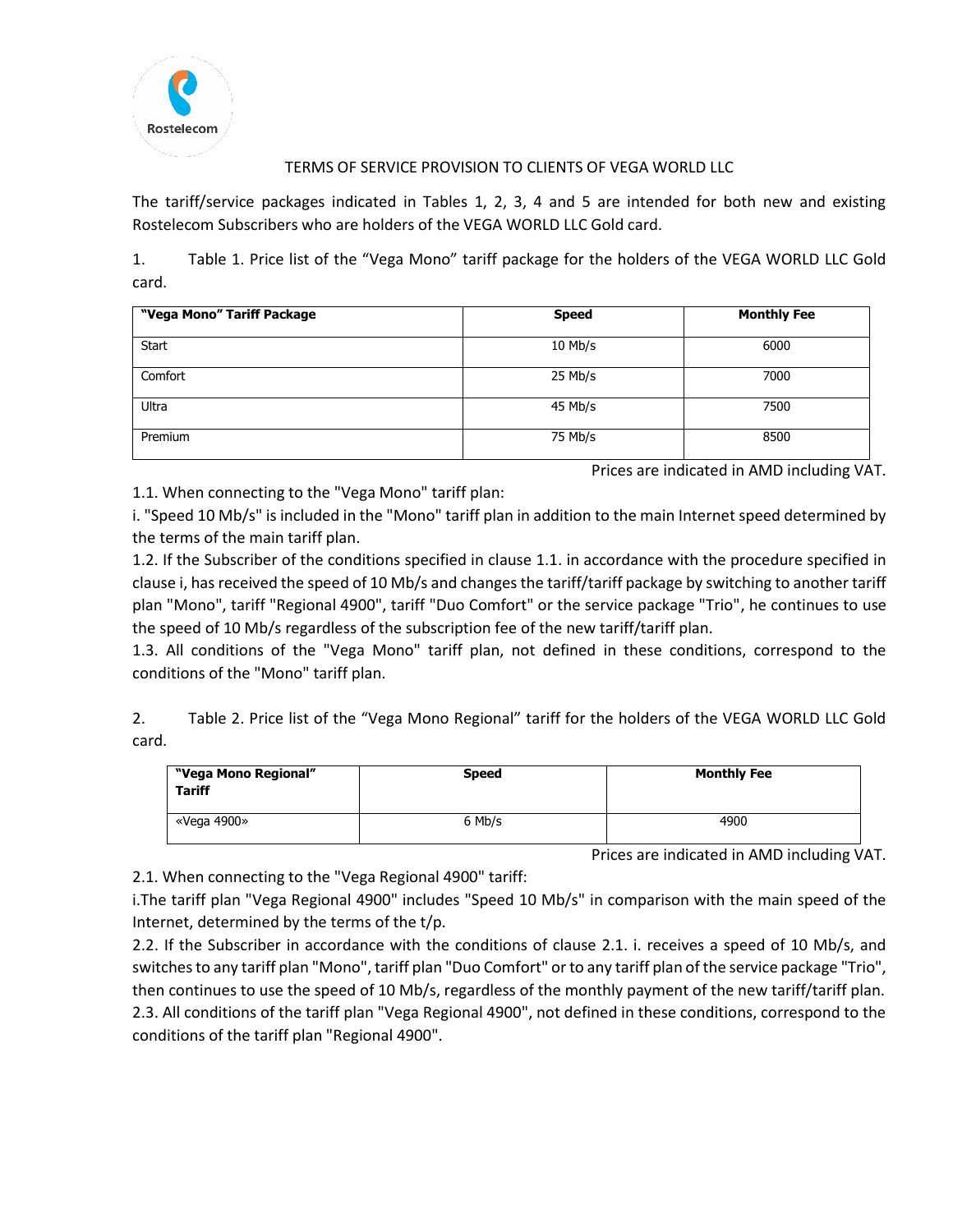# TERMS OF SERVICE PROVISION TO CLIENTS OF VEGA WORLD LLC

The tariff/service packages indicated in Tables 1, 2, 3, 4 and 5 are intended for both new and existing Rostelecom Subscribers who are holders of the VEGA WORLD LLC Gold card.

1. Table 1. Price list of the "Vega Mono" tariff package for the holders of the VEGA WORLD LLC Gold card.

| **"Vega Mono" Tariff Package** | **Speed** | **Monthly Fee** |
|---|---|---|
| Start | 10 Mb/s | 6000 |
| Comfort | 25 Mb/s | 7000 |
| Ultra | 45 Mb/s | 7500 |
| Premium | 75 Mb/s | 8500 |

Prices are indicated in AMD including VAT.

1.1. When connecting to the "Vega Mono" tariff plan:

i. "Speed 10 Mb/s" is included in the "Mono" tariff plan in addition to the main Internet speed determined by the terms of the main tariff plan.

1.2. If the Subscriber of the conditions specified in clause 1.1. in accordance with the procedure specified in clause i, has received the speed of 10 Mb/s and changes the tariff/tariff package by switching to another tariff plan "Mono", tariff "Regional 4900", tariff "Duo Comfort" or the service package "Trio", he continues to use the speed of 10 Mb/s regardless of the subscription fee of the new tariff/tariff plan.

1.3. All conditions of the "Vega Mono" tariff plan, not defined in these conditions, correspond to the conditions of the "Mono" tariff plan.

2. Table 2. Price list of the "Vega Mono Regional" tariff for the holders of the VEGA WORLD LLC Gold card.

| **"Vega Mono Regional" Tariff** | **Speed** | **Monthly Fee** |
|---|---|---|
| «Vega 4900» | 6 Mb/s | 4900 |

Prices are indicated in AMD including VAT.

2.1. When connecting to the "Vega Regional 4900" tariff:

i.The tariff plan "Vega Regional 4900" includes "Speed 10 Mb/s" in comparison with the main speed of the Internet, determined by the terms of the t/p.

2.2. If the Subscriber in accordance with the conditions of clause 2.1. i. receives a speed of 10 Mb/s, and switches to any tariff plan "Mono", tariff plan "Duo Comfort" or to any tariff plan of the service package "Trio", then continues to use the speed of 10 Mb/s, regardless of the monthly payment of the new tariff/tariff plan.

2.3. All conditions of the tariff plan "Vega Regional 4900", not defined in these conditions, correspond to the conditions of the tariff plan "Regional 4900".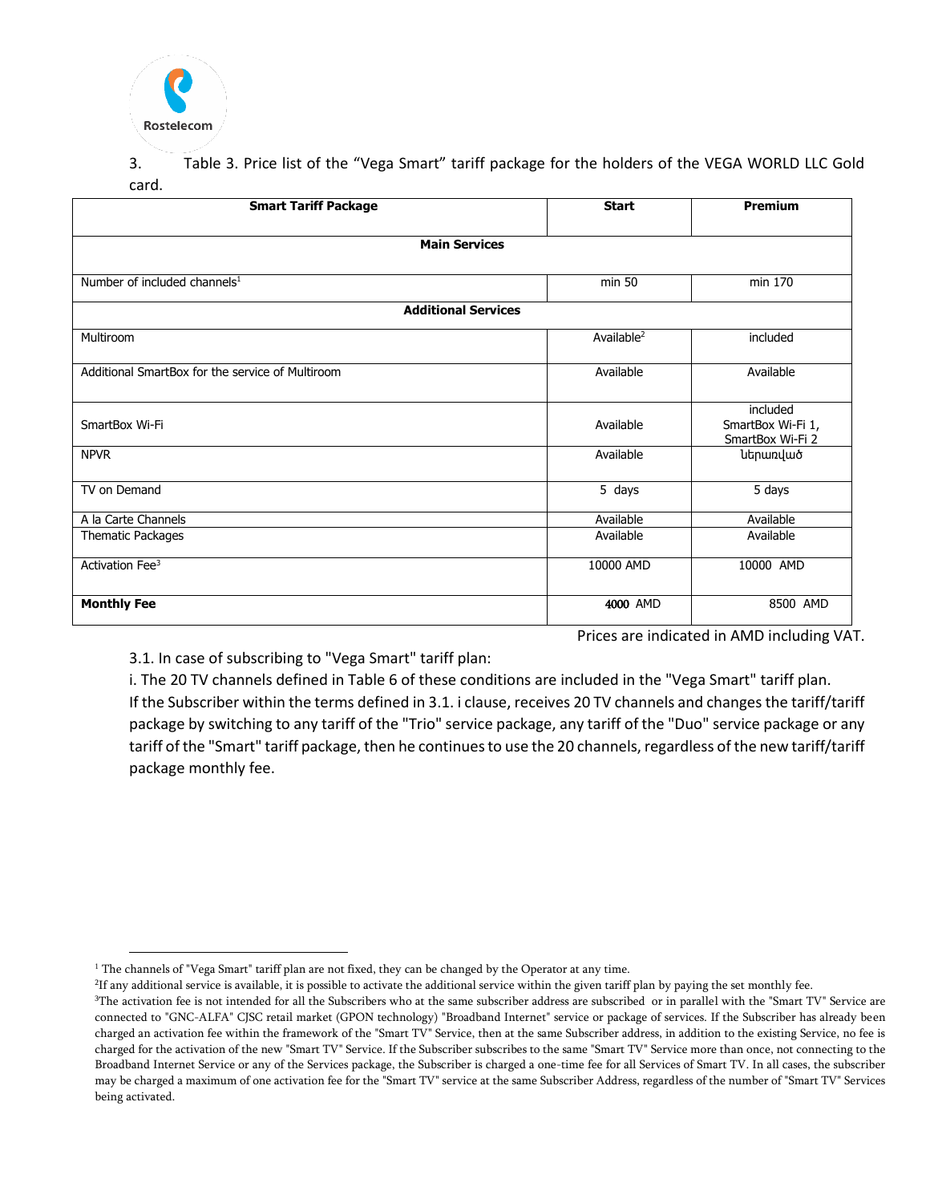3. Table 3. Price list of the "Vega Smart" tariff package for the holders of the VEGA WORLD LLC Gold card.

| Smart Tariff Package | Start | Premium |
|---|---|---|
| **Main Services** | | |
| Number of included channels[1] | min 50 | min 170 |
| **Additional Services** | | |
| Multiroom | Available[2] | included |
| Additional SmartBox for the service of Multiroom | Available | Available |
| SmartBox Wi-Fi | Available | included SmartBox Wi-Fi 1, SmartBox Wi-Fi 2 |
| NPVR | Available | ներառված |
| TV on Demand | 5 days | 5 days |
| A la Carte Channels | Available | Available |
| Thematic Packages | Available | Available |
| Activation Fee[3] | 10000 AMD | 10000 AMD |
| **Monthly Fee** | 4000 AMD | 8500 AMD |

Prices are indicated in AMD including VAT.

3.1. In case of subscribing to "Vega Smart" tariff plan:

i. The 20 TV channels defined in Table 6 of these conditions are included in the "Vega Smart" tariff plan. If the Subscriber within the terms defined in 3.1. i clause, receives 20 TV channels and changes the tariff/tariff package by switching to any tariff of the "Trio" service package, any tariff of the "Duo" service package or any tariff of the "Smart" tariff package, then he continues to use the 20 channels, regardless of the new tariff/tariff package monthly fee.

---

[1] The channels of "Vega Smart" tariff plan are not fixed, they can be changed by the Operator at any time.

[2] If any additional service is available, it is possible to activate the additional service within the given tariff plan by paying the set monthly fee.

[3] The activation fee is not intended for all the Subscribers who at the same subscriber address are subscribed or in parallel with the "Smart TV" Service are connected to "GNC-ALFA" CJSC retail market (GPON technology) "Broadband Internet" service or package of services. If the Subscriber has already been charged an activation fee within the framework of the "Smart TV" Service, then at the same Subscriber address, in addition to the existing Service, no fee is charged for the activation of the new "Smart TV" Service. If the Subscriber subscribes to the same "Smart TV" Service more than once, not connecting to the Broadband Internet Service or any of the Services package, the Subscriber is charged a one-time fee for all Services of Smart TV. In all cases, the subscriber may be charged a maximum of one activation fee for the "Smart TV" service at the same Subscriber Address, regardless of the number of "Smart TV" Services being activated.